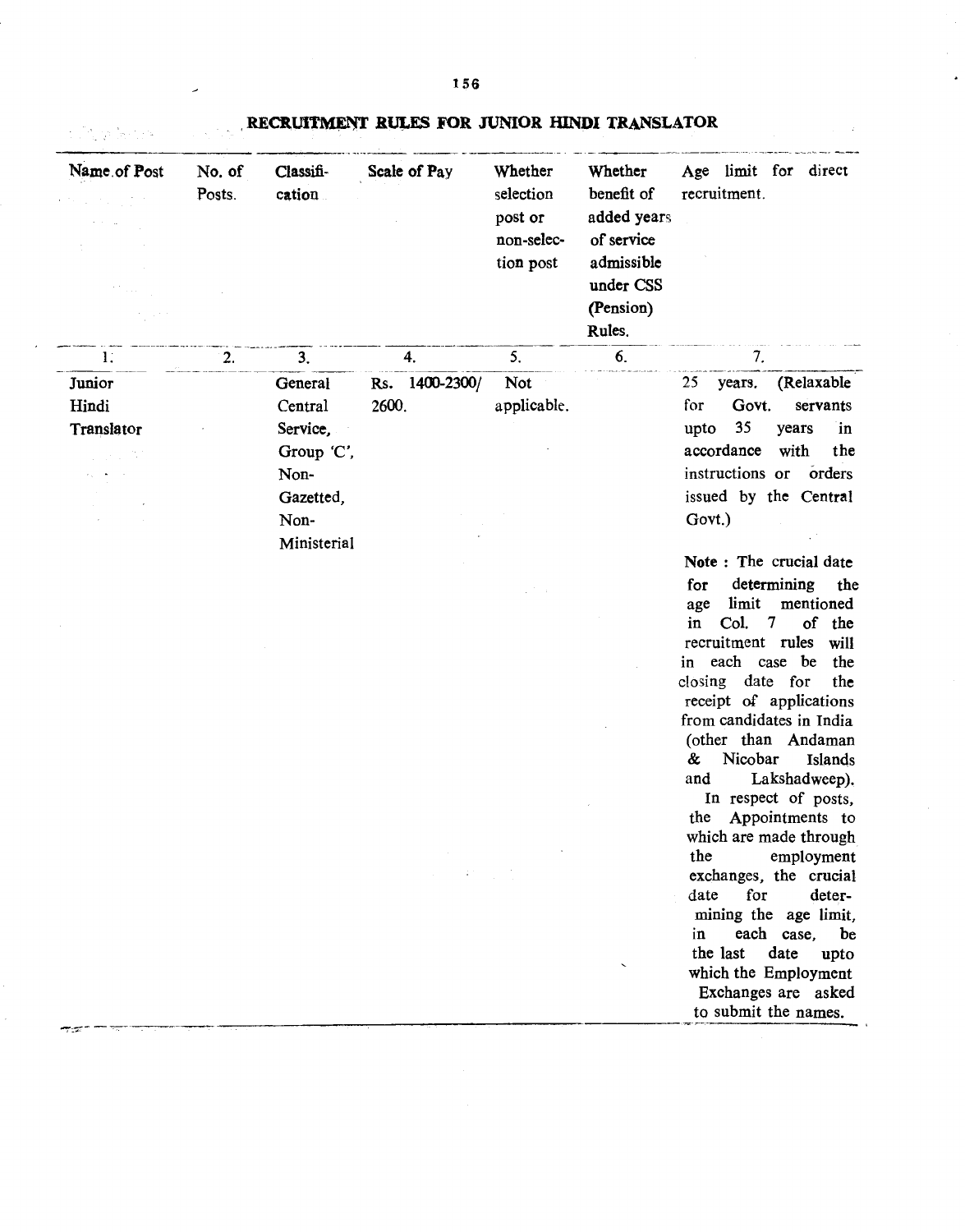# RECRUITMENT RULES FOR JUNIOR HINDI TRANSLATOR

| Name of Post | No. of Posts. | Classification | Scale of Pay | Whether selection post or non-selection post | Whether benefit of added years of service admissible under CSS (Pension) Rules. | Age limit for direct recruitment. |
|---|---|---|---|---|---|---|
| 1. | 2. | 3. | 4. | 5. | 6. | 7. |
| Junior Hindi Translator | | General Central Service, Group 'C', Non-Gazetted, Non-Ministerial | Rs. 1400-2300/ 2600. | Not applicable. | | 25 years. (Relaxable for Govt. servants upto 35 years in accordance with the instructions or orders issued by the Central Govt.)<br><br>**Note** : The crucial date for determining the age limit mentioned in Col. 7 of the recruitment rules will in each case be the closing date for the receipt of applications from candidates in India (other than Andaman & Nicobar Islands and Lakshadweep).<br>In respect of posts, the Appointments to which are made through the employment exchanges, the crucial date for determining the age limit, in each case, be the last date upto which the Employment Exchanges are asked to submit the names. |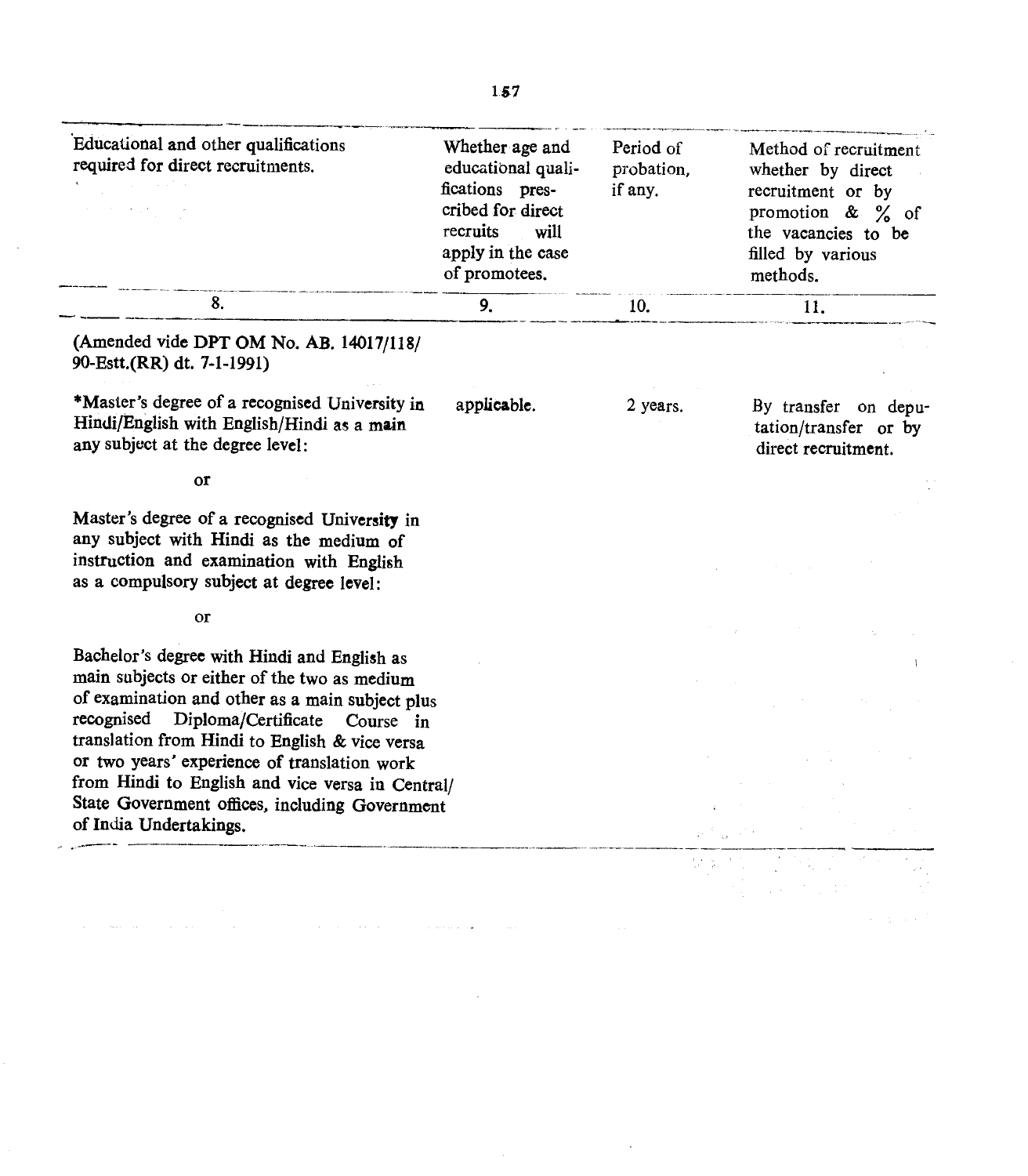| Educational and other qualifications required for direct recruitments. | Whether age and educational qualifications prescribed for direct recruits will apply in the case of promotees. | Period of probation, if any. | Method of recruitment whether by direct recruitment or by promotion & % of the vacancies to be filled by various methods. |
|---|---|---|---|
| 8. | 9. | 10. | 11. |
| (Amended vide DPT OM No. AB. 14017/118/90-Estt.(RR) dt. 7-1-1991) | | | |
| *Master's degree of a recognised University in Hindi/English with English/Hindi as a main any subject at the degree level:<br><br>or<br><br>Master's degree of a recognised University in any subject with Hindi as the medium of instruction and examination with English as a compulsory subject at degree level:<br><br>or<br><br>Bachelor's degree with Hindi and English as main subjects or either of the two as medium of examination and other as a main subject plus recognised Diploma/Certificate Course in translation from Hindi to English & vice versa or two years' experience of translation work from Hindi to English and vice versa in Central/State Government offices, including Government of India Undertakings. | applicable. | 2 years. | By transfer on deputation/transfer or by direct recruitment. |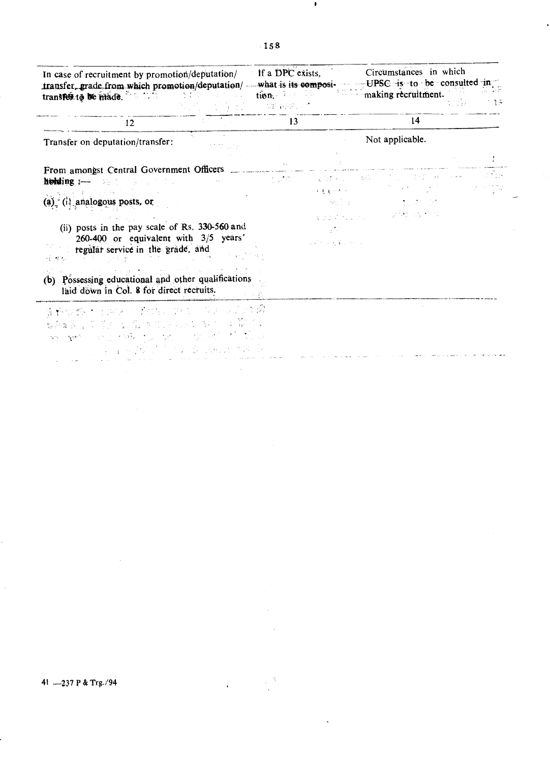| In case of recruitment by promotion/deputation/transfer, grade from which promotion/deputation/transfer to be made. | If a DPC exists, what is its composition. | Circumstances in which UPSC is to be consulted in making recruitment. |
| --- | --- | --- |
| 12 | 13 | 14 |
| Transfer on deputation/transfer:<br><br>From amongst Central Government Officers holding :—<br><br>(a) (i) analogous posts, or<br><br>(ii) posts in the pay scale of Rs. 330-560 and 260-400 or equivalent with 3/5 years' regular service in the grade, and<br><br>(b) Possessing educational and other qualifications laid down in Col. 8 for direct recruits. | | Not applicable. |

41 —237 P & Trg./94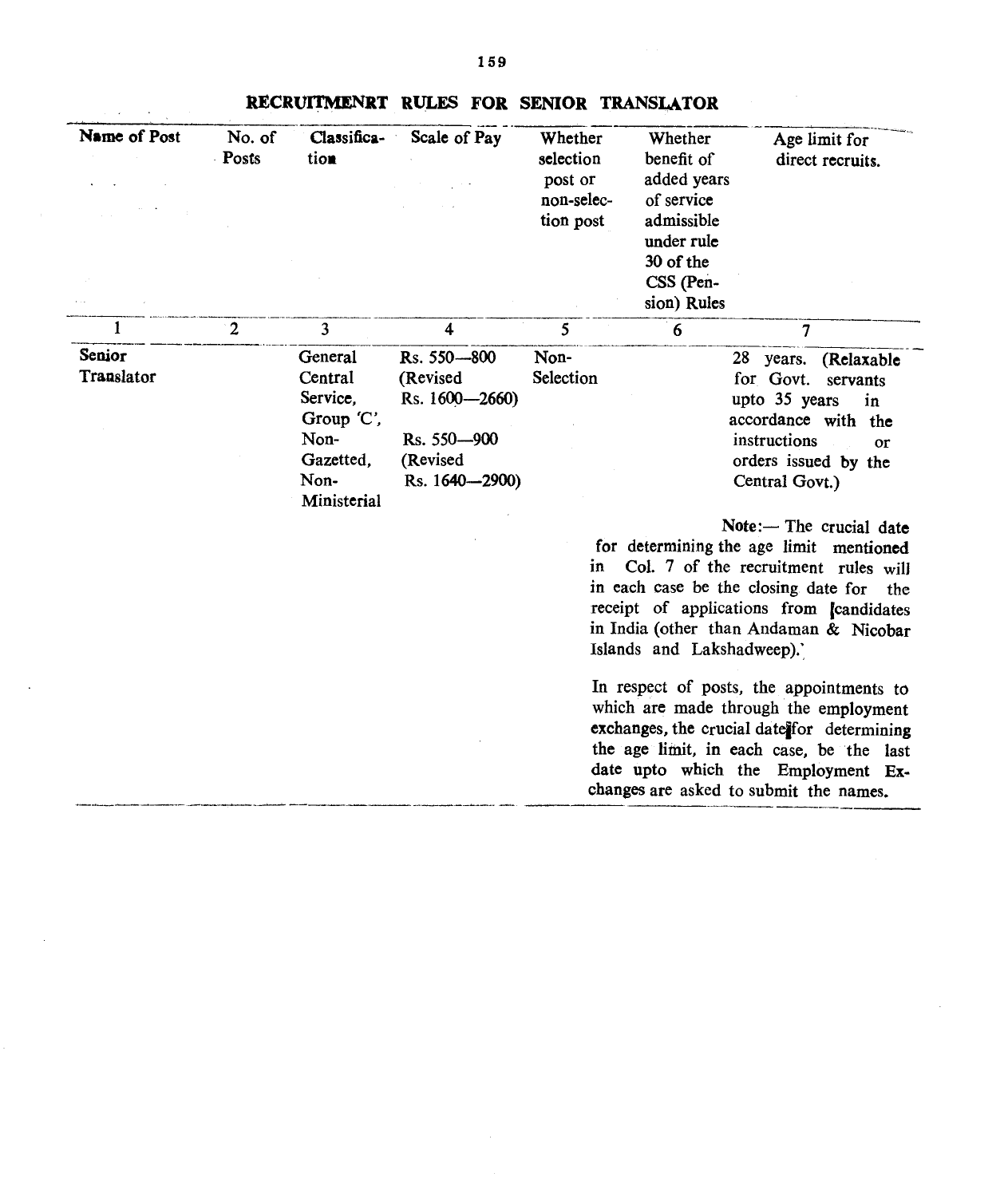## RECRUITMENRT RULES FOR SENIOR TRANSLATOR

| Name of Post | No. of Posts | Classification | Scale of Pay | Whether selection post or non-selection post | Whether benefit of added years of service admissible under rule 30 of the CSS (Pension) Rules | Age limit for direct recruits. |
|---|---|---|---|---|---|---|
| 1 | 2 | 3 | 4 | 5 | 6 | 7 |
| Senior Translator | | General Central Service, Group 'C', Non-Gazetted, Non-Ministerial | Rs. 550—800 (Revised Rs. 1600—2660)<br><br>Rs. 550—900 (Revised Rs. 1640—2900) | Non-Selection | | 28 years. (Relaxable for Govt. servants upto 35 years in accordance with the instructions or orders issued by the Central Govt.) |

**Note:**— The crucial date for determining the age limit mentioned in Col. 7 of the recruitment rules will in each case be the closing date for the receipt of applications from candidates in India (other than Andaman & Nicobar Islands and Lakshadweep).'

In respect of posts, the appointments to which are made through the employment exchanges, the crucial date for determining the age limit, in each case, be the last date upto which the Employment Exchanges are asked to submit the names.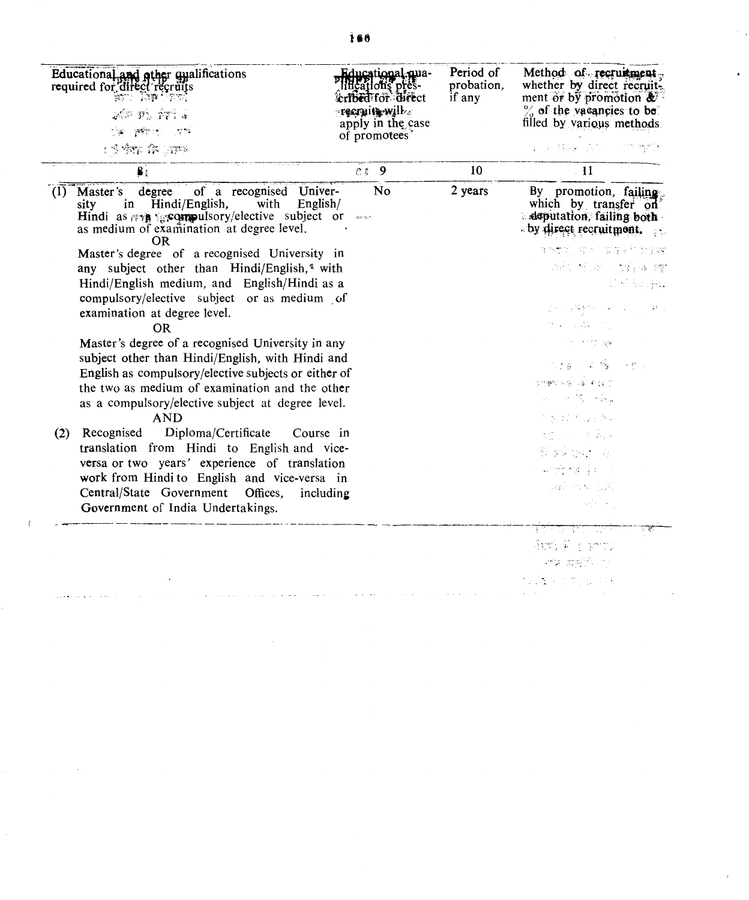| Educational and other qualifications required for direct recruits | Educational qualifications prescribed for direct recruits will apply in the case of promotees | Period of probation, if any | Method of recruitment whether by direct recruitment or by promotion & % of the vacancies to be filled by various methods |
|---|---|---|---|
| 8 | 9 | 10 | 11 |
| (1) Master's degree of a recognised University in Hindi/English, with English/Hindi as compulsory/elective subject or as medium of examination at degree level.<br>OR<br>Master's degree of a recognised University in any subject other than Hindi/English, with Hindi/English medium, and English/Hindi as a compulsory/elective subject or as medium of examination at degree level.<br>OR<br>Master's degree of a recognised University in any subject other than Hindi/English, with Hindi and English as compulsory/elective subjects or either of the two as medium of examination and the other as a compulsory/elective subject at degree level.<br>AND<br>(2) Recognised Diploma/Certificate Course in translation from Hindi to English and vice-versa or two years' experience of translation work from Hindi to English and vice-versa in Central/State Government Offices, including Government of India Undertakings. | No | 2 years | By promotion, failing which by transfer on deputation, failing both by direct recruitment. |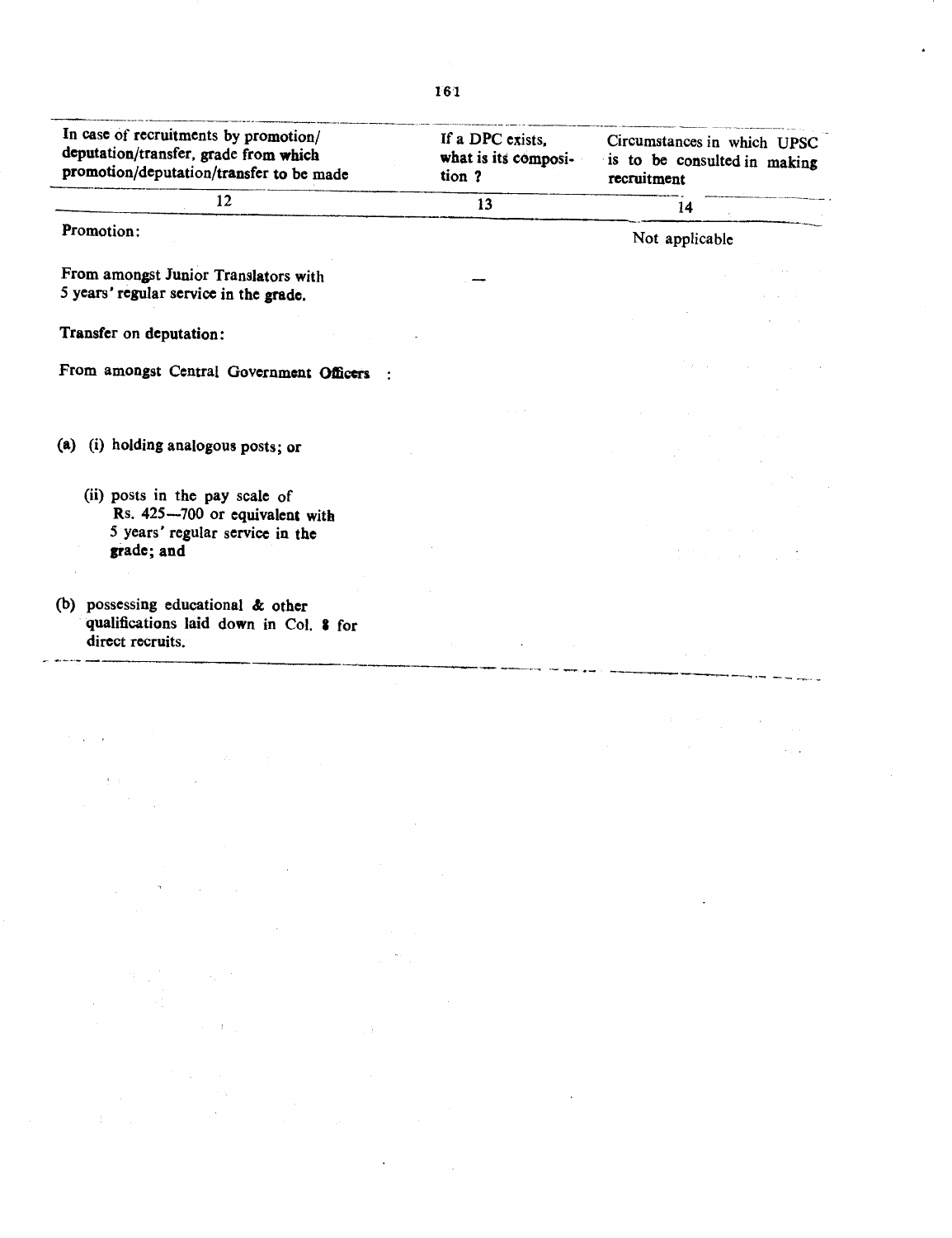| In case of recruitments by promotion/ deputation/transfer, grade from which promotion/deputation/transfer to be made | If a DPC exists, what is its composition ? | Circumstances in which UPSC is to be consulted in making recruitment |
|---|---|---|
| 12 | 13 | 14 |
| Promotion:<br><br>From amongst Junior Translators with 5 years' regular service in the grade.<br><br>Transfer on deputation:<br><br>From amongst Central Government Officers :<br><br>(a) (i) holding analogous posts; or<br><br>(ii) posts in the pay scale of Rs. 425—700 or equivalent with 5 years' regular service in the grade; and<br><br>(b) possessing educational & other qualifications laid down in Col. 8 for direct recruits. | — | Not applicable |